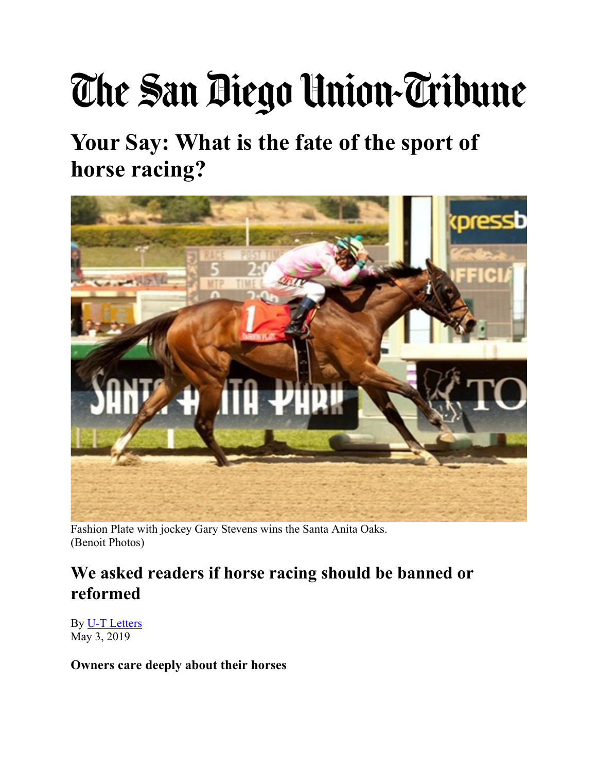# The San Diego Union-Tribune

## Your Say: What is the fate of the sport of horse racing?

Fashion Plate with jockey Gary Stevens wins the Santa Anita Oaks.
(Benoit Photos)

## We asked readers if horse racing should be banned or reformed

By U-T Letters
May 3, 2019

**Owners care deeply about their horses**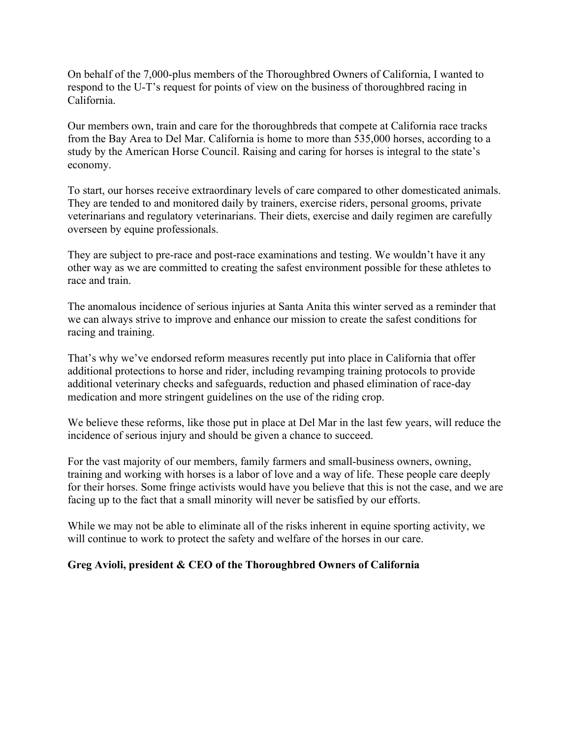On behalf of the 7,000-plus members of the Thoroughbred Owners of California, I wanted to respond to the U-T's request for points of view on the business of thoroughbred racing in California.

Our members own, train and care for the thoroughbreds that compete at California race tracks from the Bay Area to Del Mar. California is home to more than 535,000 horses, according to a study by the American Horse Council. Raising and caring for horses is integral to the state's economy.

To start, our horses receive extraordinary levels of care compared to other domesticated animals. They are tended to and monitored daily by trainers, exercise riders, personal grooms, private veterinarians and regulatory veterinarians. Their diets, exercise and daily regimen are carefully overseen by equine professionals.

They are subject to pre-race and post-race examinations and testing. We wouldn't have it any other way as we are committed to creating the safest environment possible for these athletes to race and train.

The anomalous incidence of serious injuries at Santa Anita this winter served as a reminder that we can always strive to improve and enhance our mission to create the safest conditions for racing and training.

That's why we've endorsed reform measures recently put into place in California that offer additional protections to horse and rider, including revamping training protocols to provide additional veterinary checks and safeguards, reduction and phased elimination of race-day medication and more stringent guidelines on the use of the riding crop.

We believe these reforms, like those put in place at Del Mar in the last few years, will reduce the incidence of serious injury and should be given a chance to succeed.

For the vast majority of our members, family farmers and small-business owners, owning, training and working with horses is a labor of love and a way of life. These people care deeply for their horses. Some fringe activists would have you believe that this is not the case, and we are facing up to the fact that a small minority will never be satisfied by our efforts.

While we may not be able to eliminate all of the risks inherent in equine sporting activity, we will continue to work to protect the safety and welfare of the horses in our care.

**Greg Avioli, president & CEO of the Thoroughbred Owners of California**